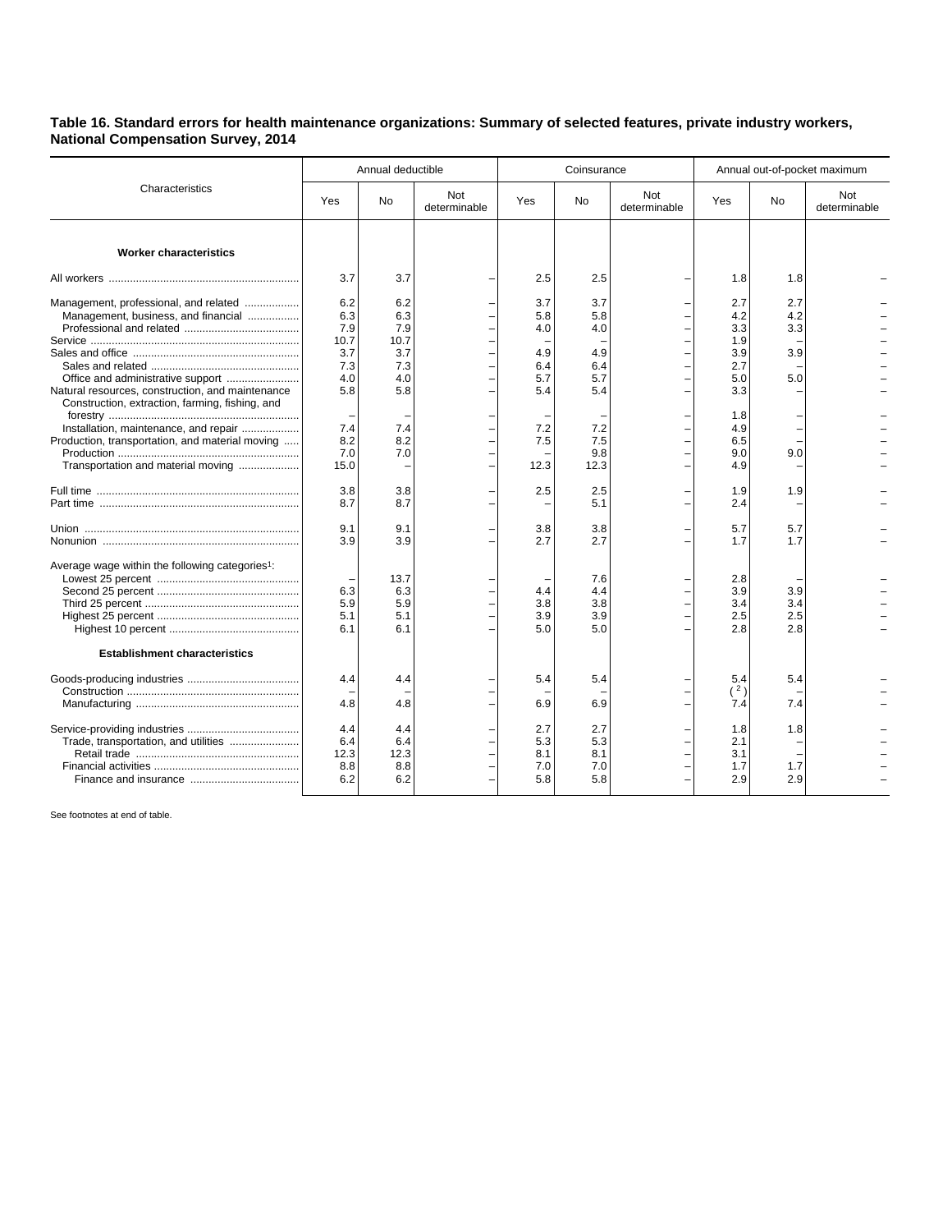**Table 16. Standard errors for health maintenance organizations: Summary of selected features, private industry workers, National Compensation Survey, 2014**

| Characteristics | Annual deductible | | | Coinsurance | | | Annual out-of-pocket maximum | | |
|---|---|---|---|---|---|---|---|---|---|
| | Yes | No | Not determinable | Yes | No | Not determinable | Yes | No | Not determinable |
| **Worker characteristics** | | | | | | | | | |
| All workers | 3.7 | 3.7 | – | 2.5 | 2.5 | – | 1.8 | 1.8 | – |
| Management, professional, and related | 6.2 | 6.2 | – | 3.7 | 3.7 | – | 2.7 | 2.7 | – |
| Management, business, and financial | 6.3 | 6.3 | – | 5.8 | 5.8 | – | 4.2 | 4.2 | – |
| Professional and related | 7.9 | 7.9 | – | 4.0 | 4.0 | – | 3.3 | 3.3 | – |
| Service | 10.7 | 10.7 | – | – | – | – | 1.9 | – | – |
| Sales and office | 3.7 | 3.7 | – | 4.9 | 4.9 | – | 3.9 | 3.9 | – |
| Sales and related | 7.3 | 7.3 | – | 6.4 | 6.4 | – | 2.7 | – | – |
| Office and administrative support | 4.0 | 4.0 | – | 5.7 | 5.7 | – | 5.0 | 5.0 | – |
| Natural resources, construction, and maintenance | 5.8 | 5.8 | – | 5.4 | 5.4 | – | 3.3 | – | – |
| Construction, extraction, farming, fishing, and forestry | – | – | – | – | – | – | 1.8 | – | – |
| Installation, maintenance, and repair | 7.4 | 7.4 | – | 7.2 | 7.2 | – | 4.9 | – | – |
| Production, transportation, and material moving | 8.2 | 8.2 | – | 7.5 | 7.5 | – | 6.5 | – | – |
| Production | 7.0 | 7.0 | – | – | 9.8 | – | 9.0 | 9.0 | – |
| Transportation and material moving | 15.0 | – | – | 12.3 | 12.3 | – | 4.9 | – | – |
| Full time | 3.8 | 3.8 | – | 2.5 | 2.5 | – | 1.9 | 1.9 | – |
| Part time | 8.7 | 8.7 | – | – | 5.1 | – | 2.4 | – | – |
| Union | 9.1 | 9.1 | – | 3.8 | 3.8 | – | 5.7 | 5.7 | – |
| Nonunion | 3.9 | 3.9 | – | 2.7 | 2.7 | – | 1.7 | 1.7 | – |
| Average wage within the following categories[1]: | | | | | | | | | |
| Lowest 25 percent | – | 13.7 | – | – | 7.6 | – | 2.8 | – | – |
| Second 25 percent | 6.3 | 6.3 | – | 4.4 | 4.4 | – | 3.9 | 3.9 | – |
| Third 25 percent | 5.9 | 5.9 | – | 3.8 | 3.8 | – | 3.4 | 3.4 | – |
| Highest 25 percent | 5.1 | 5.1 | – | 3.9 | 3.9 | – | 2.5 | 2.5 | – |
| Highest 10 percent | 6.1 | 6.1 | – | 5.0 | 5.0 | – | 2.8 | 2.8 | – |
| **Establishment characteristics** | | | | | | | | | |
| Goods-producing industries | 4.4 | 4.4 | – | 5.4 | 5.4 | – | 5.4 | 5.4 | – |
| Construction | – | – | – | – | – | – | ([2]) | – | – |
| Manufacturing | 4.8 | 4.8 | – | 6.9 | 6.9 | – | 7.4 | 7.4 | – |
| Service-providing industries | 4.4 | 4.4 | – | 2.7 | 2.7 | – | 1.8 | 1.8 | – |
| Trade, transportation, and utilities | 6.4 | 6.4 | – | 5.3 | 5.3 | – | 2.1 | – | – |
| Retail trade | 12.3 | 12.3 | – | 8.1 | 8.1 | – | 3.1 | – | – |
| Financial activities | 8.8 | 8.8 | – | 7.0 | 7.0 | – | 1.7 | 1.7 | – |
| Finance and insurance | 6.2 | 6.2 | – | 5.8 | 5.8 | – | 2.9 | 2.9 | – |

See footnotes at end of table.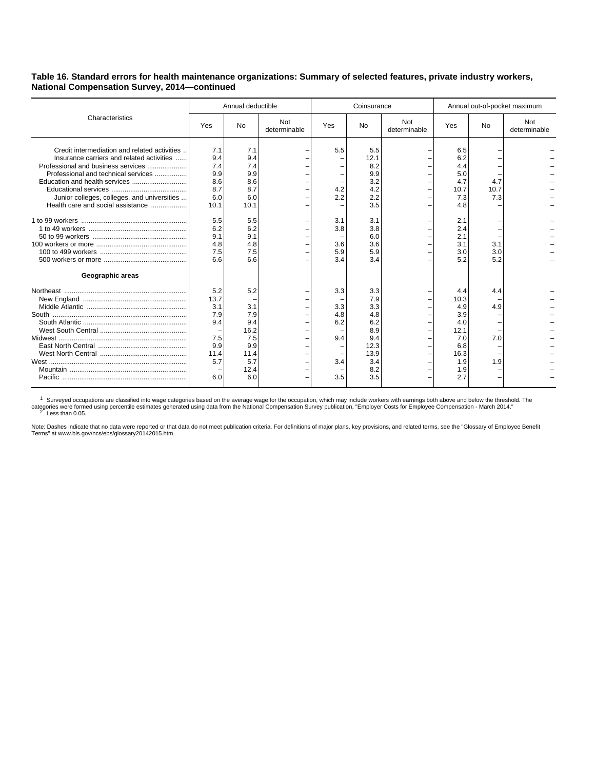**Table 16. Standard errors for health maintenance organizations: Summary of selected features, private industry workers, National Compensation Survey, 2014—continued**

| Characteristics | Annual deductible | | | Coinsurance | | | Annual out-of-pocket maximum | | |
|---|---|---|---|---|---|---|---|---|---|
| | Yes | No | Not determinable | Yes | No | Not determinable | Yes | No | Not determinable |
| Credit intermediation and related activities | 7.1 | 7.1 | – | 5.5 | 5.5 | – | 6.5 | – | – |
| Insurance carriers and related activities | 9.4 | 9.4 | – | – | 12.1 | – | 6.2 | – | – |
| Professional and business services | 7.4 | 7.4 | – | – | 8.2 | – | 4.4 | – | – |
| Professional and technical services | 9.9 | 9.9 | – | – | 9.9 | – | 5.0 | – | – |
| Education and health services | 8.6 | 8.6 | – | – | 3.2 | – | 4.7 | 4.7 | – |
| Educational services | 8.7 | 8.7 | – | 4.2 | 4.2 | – | 10.7 | 10.7 | – |
| Junior colleges, colleges, and universities | 6.0 | 6.0 | – | 2.2 | 2.2 | – | 7.3 | 7.3 | – |
| Health care and social assistance | 10.1 | 10.1 | – | – | 3.5 | – | 4.8 | – | – |
| 1 to 99 workers | 5.5 | 5.5 | – | 3.1 | 3.1 | – | 2.1 | – | – |
| 1 to 49 workers | 6.2 | 6.2 | – | 3.8 | 3.8 | – | 2.4 | – | – |
| 50 to 99 workers | 9.1 | 9.1 | – | – | 6.0 | – | 2.1 | – | – |
| 100 workers or more | 4.8 | 4.8 | – | 3.6 | 3.6 | – | 3.1 | 3.1 | – |
| 100 to 499 workers | 7.5 | 7.5 | – | 5.9 | 5.9 | – | 3.0 | 3.0 | – |
| 500 workers or more | 6.6 | 6.6 | – | 3.4 | 3.4 | – | 5.2 | 5.2 | – |
| **Geographic areas** | | | | | | | | | |
| Northeast | 5.2 | 5.2 | – | 3.3 | 3.3 | – | 4.4 | 4.4 | – |
| New England | 13.7 | – | – | – | 7.9 | – | 10.3 | – | – |
| Middle Atlantic | 3.1 | 3.1 | – | 3.3 | 3.3 | – | 4.9 | 4.9 | – |
| South | 7.9 | 7.9 | – | 4.8 | 4.8 | – | 3.9 | – | – |
| South Atlantic | 9.4 | 9.4 | – | 6.2 | 6.2 | – | 4.0 | – | – |
| West South Central | – | 16.2 | – | – | 8.9 | – | 12.1 | – | – |
| Midwest | 7.5 | 7.5 | – | 9.4 | 9.4 | – | 7.0 | 7.0 | – |
| East North Central | 9.9 | 9.9 | – | – | 12.3 | – | 6.8 | – | – |
| West North Central | 11.4 | 11.4 | – | – | 13.9 | – | 16.3 | – | – |
| West | 5.7 | 5.7 | – | 3.4 | 3.4 | – | 1.9 | 1.9 | – |
| Mountain | – | 12.4 | – | – | 8.2 | – | 1.9 | – | – |
| Pacific | 6.0 | 6.0 | – | 3.5 | 3.5 | – | 2.7 | – | – |

[1] Surveyed occupations are classified into wage categories based on the average wage for the occupation, which may include workers with earnings both above and below the threshold. The categories were formed using percentile estimates generated using data from the National Compensation Survey publication, "Employer Costs for Employee Compensation - March 2014."
[2] Less than 0.05.

Note: Dashes indicate that no data were reported or that data do not meet publication criteria. For definitions of major plans, key provisions, and related terms, see the "Glossary of Employee Benefit Terms" at www.bls.gov/ncs/ebs/glossary20142015.htm.